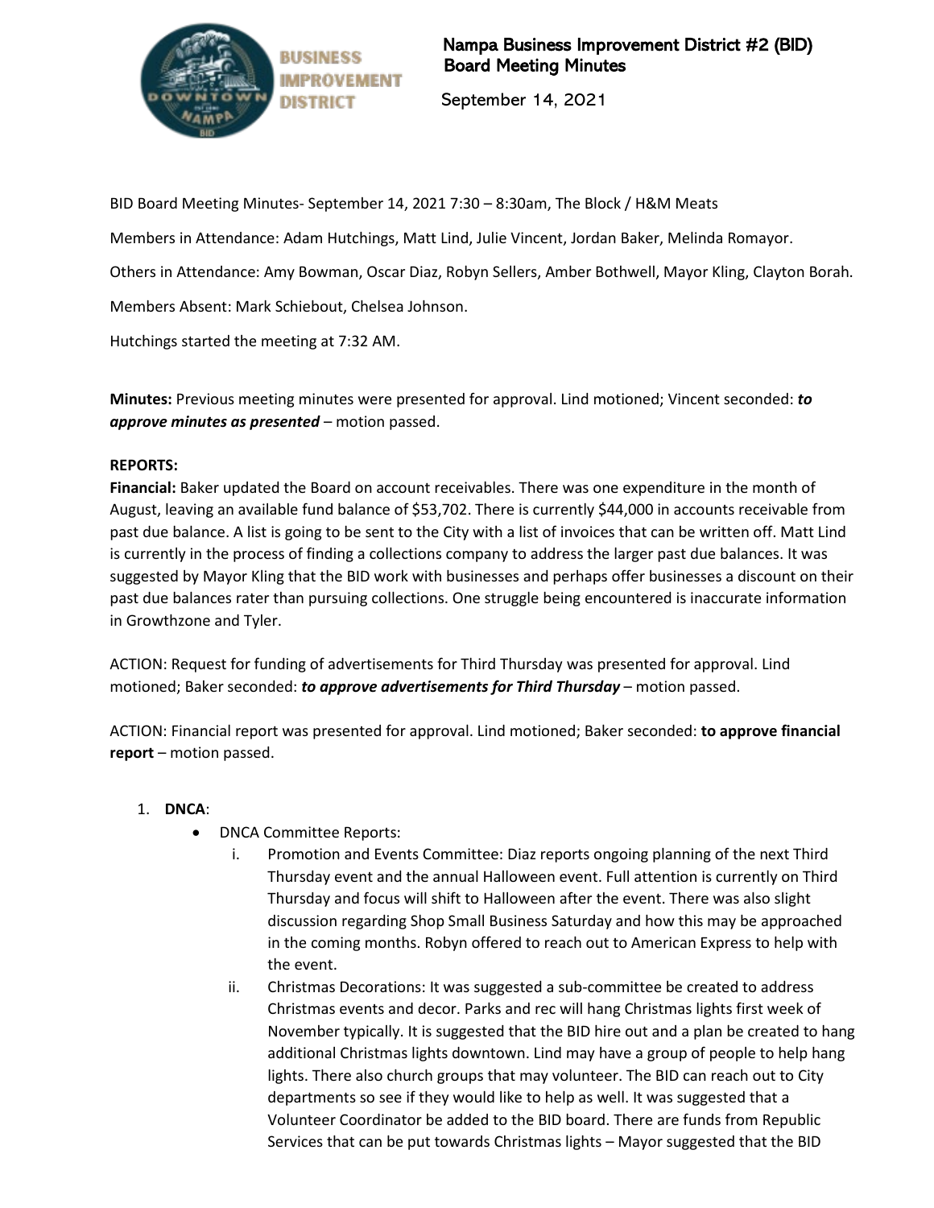# Nampa Business Improvement District #2 (BID)
## Board Meeting Minutes

September 14, 2021

BID Board Meeting Minutes- September 14, 2021 7:30 – 8:30am, The Block / H&M Meats

Members in Attendance: Adam Hutchings, Matt Lind, Julie Vincent, Jordan Baker, Melinda Romayor.

Others in Attendance: Amy Bowman, Oscar Diaz, Robyn Sellers, Amber Bothwell, Mayor Kling, Clayton Borah.

Members Absent: Mark Schiebout, Chelsea Johnson.

Hutchings started the meeting at 7:32 AM.

**Minutes:** Previous meeting minutes were presented for approval. Lind motioned; Vincent seconded: ***to approve minutes as presented*** – motion passed.

**REPORTS:**

**Financial:** Baker updated the Board on account receivables. There was one expenditure in the month of August, leaving an available fund balance of $53,702. There is currently $44,000 in accounts receivable from past due balance. A list is going to be sent to the City with a list of invoices that can be written off. Matt Lind is currently in the process of finding a collections company to address the larger past due balances. It was suggested by Mayor Kling that the BID work with businesses and perhaps offer businesses a discount on their past due balances rater than pursuing collections. One struggle being encountered is inaccurate information in Growthzone and Tyler.

ACTION: Request for funding of advertisements for Third Thursday was presented for approval. Lind motioned; Baker seconded: ***to approve advertisements for Third Thursday*** – motion passed.

ACTION: Financial report was presented for approval. Lind motioned; Baker seconded: **to approve financial report** – motion passed.

1. **DNCA**:
   - DNCA Committee Reports:
     i. Promotion and Events Committee: Diaz reports ongoing planning of the next Third Thursday event and the annual Halloween event. Full attention is currently on Third Thursday and focus will shift to Halloween after the event. There was also slight discussion regarding Shop Small Business Saturday and how this may be approached in the coming months. Robyn offered to reach out to American Express to help with the event.
     ii. Christmas Decorations: It was suggested a sub-committee be created to address Christmas events and decor. Parks and rec will hang Christmas lights first week of November typically. It is suggested that the BID hire out and a plan be created to hang additional Christmas lights downtown. Lind may have a group of people to help hang lights. There also church groups that may volunteer. The BID can reach out to City departments so see if they would like to help as well. It was suggested that a Volunteer Coordinator be added to the BID board. There are funds from Republic Services that can be put towards Christmas lights – Mayor suggested that the BID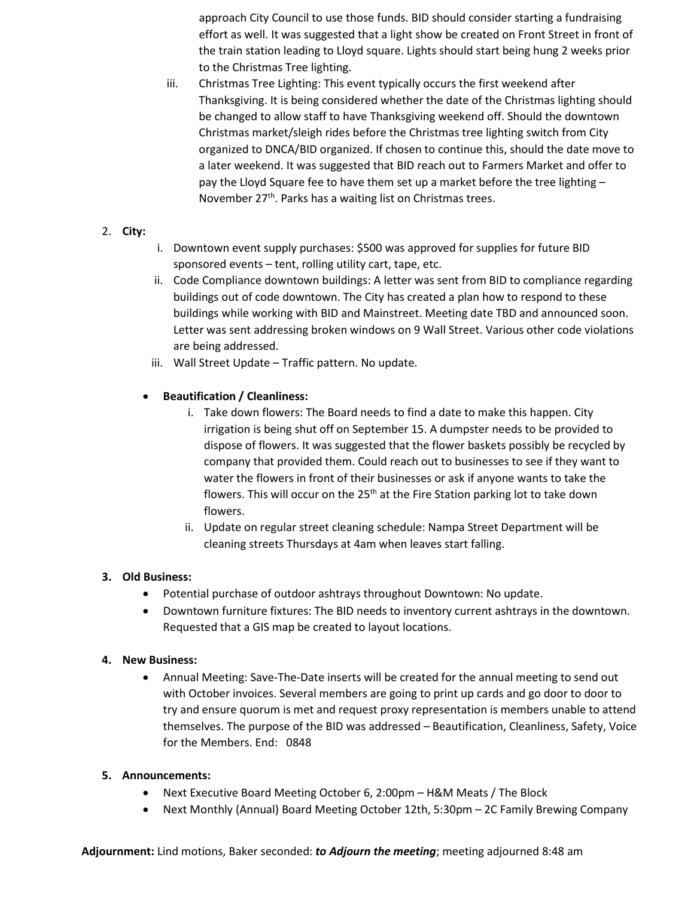approach City Council to use those funds. BID should consider starting a fundraising effort as well. It was suggested that a light show be created on Front Street in front of the train station leading to Lloyd square. Lights should start being hung 2 weeks prior to the Christmas Tree lighting.

iii. Christmas Tree Lighting: This event typically occurs the first weekend after Thanksgiving. It is being considered whether the date of the Christmas lighting should be changed to allow staff to have Thanksgiving weekend off. Should the downtown Christmas market/sleigh rides before the Christmas tree lighting switch from City organized to DNCA/BID organized. If chosen to continue this, should the date move to a later weekend. It was suggested that BID reach out to Farmers Market and offer to pay the Lloyd Square fee to have them set up a market before the tree lighting – November 27th. Parks has a waiting list on Christmas trees.

2. **City:**
   i. Downtown event supply purchases: $500 was approved for supplies for future BID sponsored events – tent, rolling utility cart, tape, etc.
   ii. Code Compliance downtown buildings: A letter was sent from BID to compliance regarding buildings out of code downtown. The City has created a plan how to respond to these buildings while working with BID and Mainstreet. Meeting date TBD and announced soon. Letter was sent addressing broken windows on 9 Wall Street. Various other code violations are being addressed.
   iii. Wall Street Update – Traffic pattern. No update.

- **Beautification / Cleanliness:**
   i. Take down flowers: The Board needs to find a date to make this happen. City irrigation is being shut off on September 15. A dumpster needs to be provided to dispose of flowers. It was suggested that the flower baskets possibly be recycled by company that provided them. Could reach out to businesses to see if they want to water the flowers in front of their businesses or ask if anyone wants to take the flowers. This will occur on the 25th at the Fire Station parking lot to take down flowers.
   ii. Update on regular street cleaning schedule: Nampa Street Department will be cleaning streets Thursdays at 4am when leaves start falling.

3. **Old Business:**
   - Potential purchase of outdoor ashtrays throughout Downtown: No update.
   - Downtown furniture fixtures: The BID needs to inventory current ashtrays in the downtown. Requested that a GIS map be created to layout locations.

4. **New Business:**
   - Annual Meeting: Save-The-Date inserts will be created for the annual meeting to send out with October invoices. Several members are going to print up cards and go door to door to try and ensure quorum is met and request proxy representation is members unable to attend themselves. The purpose of the BID was addressed – Beautification, Cleanliness, Safety, Voice for the Members. End: 0848

5. **Announcements:**
   - Next Executive Board Meeting October 6, 2:00pm – H&M Meats / The Block
   - Next Monthly (Annual) Board Meeting October 12th, 5:30pm – 2C Family Brewing Company

**Adjournment:** Lind motions, Baker seconded: ***to Adjourn the meeting***; meeting adjourned 8:48 am